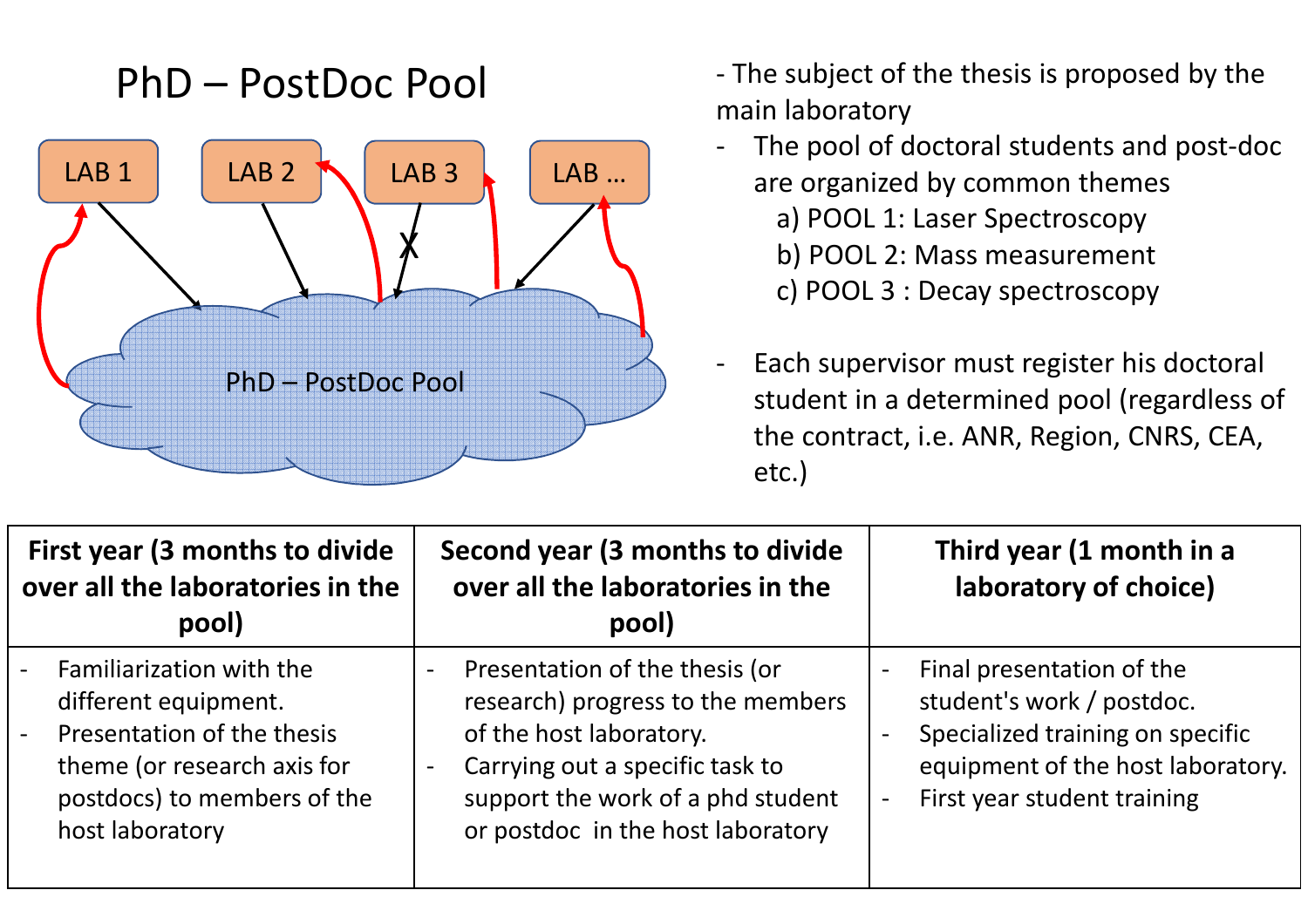# PhD – PostDoc Pool

LAB 1 LAB 2 LAB 3 LAB …

PhD – PostDoc Pool

- The subject of the thesis is proposed by the main laboratory
- The pool of doctoral students and post-doc are organized by common themes
  a) POOL 1: Laser Spectroscopy
  b) POOL 2: Mass measurement
  c) POOL 3 : Decay spectroscopy
- Each supervisor must register his doctoral student in a determined pool (regardless of the contract, i.e. ANR, Region, CNRS, CEA, etc.)

| First year (3 months to divide over all the laboratories in the pool) | Second year (3 months to divide over all the laboratories in the pool) | Third year (1 month in a laboratory of choice) |
|---|---|---|
| - Familiarization with the different equipment.<br>- Presentation of the thesis theme (or research axis for postdocs) to members of the host laboratory | - Presentation of the thesis (or research) progress to the members of the host laboratory.<br>- Carrying out a specific task to support the work of a phd student or postdoc in the host laboratory | - Final presentation of the student's work / postdoc.<br>- Specialized training on specific equipment of the host laboratory.<br>- First year student training |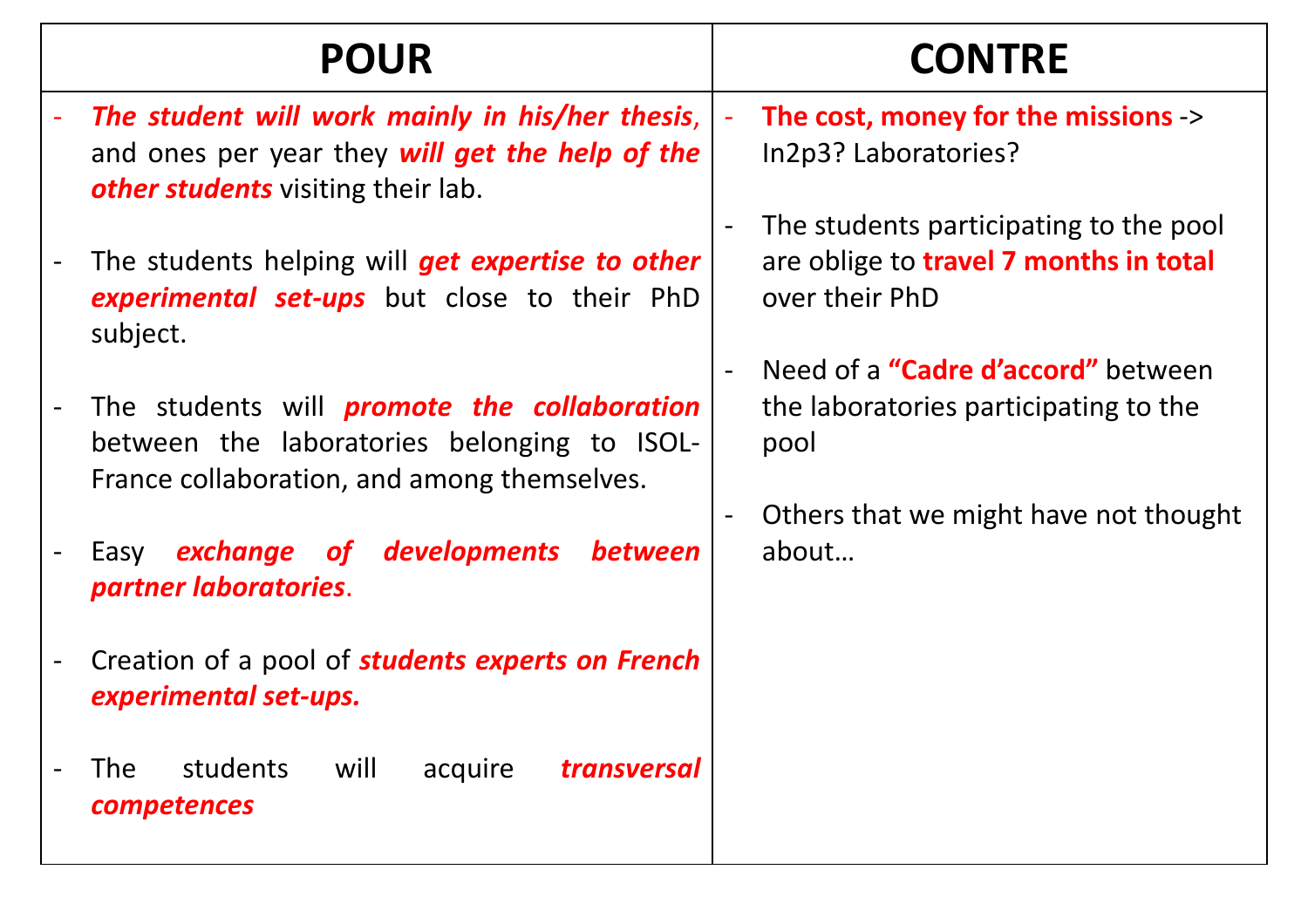| POUR | CONTRE |
| --- | --- |
| - ***The student will work mainly in his/her thesis***, and ones per year they ***will get the help of the other students*** visiting their lab.<br><br>- The students helping will ***get expertise to other experimental set-ups*** but close to their PhD subject.<br><br>- The students will ***promote the collaboration*** between the laboratories belonging to ISOL-France collaboration, and among themselves.<br><br>- Easy ***exchange of developments between partner laboratories***.<br><br>- Creation of a pool of ***students experts on French experimental set-ups.***<br><br>- The students will acquire ***transversal competences*** | - **The cost, money for the missions** -> In2p3? Laboratories?<br><br>- The students participating to the pool are oblige to **travel 7 months in total** over their PhD<br><br>- Need of a **"Cadre d'accord"** between the laboratories participating to the pool<br><br>- Others that we might have not thought about… |